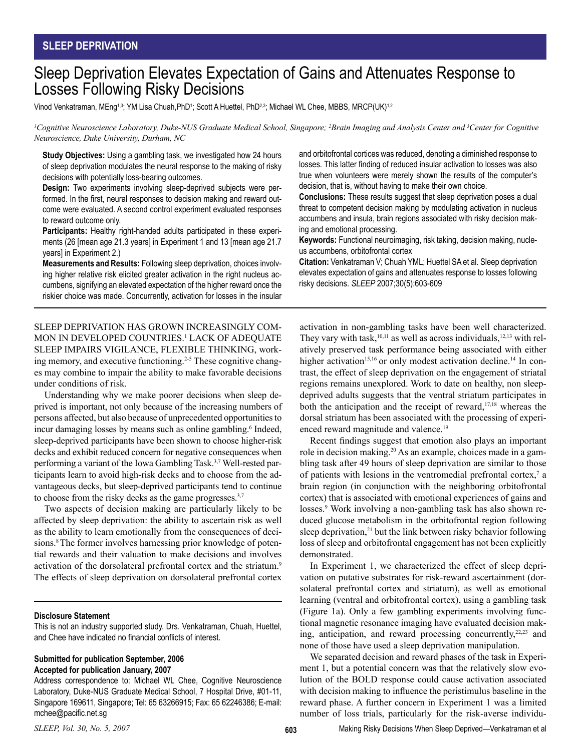SLEEP DEPRIVATION

# Sleep Deprivation Elevates Expectation of Gains and Attenuates Response to Losses Following Risky Decisions

Vinod Venkatraman, MEng[1,3]; YM Lisa Chuah,PhD[1]; Scott A Huettel, PhD[2,3]; Michael WL Chee, MBBS, MRCP(UK)[1,2]

*[1]Cognitive Neuroscience Laboratory, Duke-NUS Graduate Medical School, Singapore; [2]Brain Imaging and Analysis Center and [3]Center for Cognitive Neuroscience, Duke University, Durham, NC*

**Study Objectives:** Using a gambling task, we investigated how 24 hours of sleep deprivation modulates the neural response to the making of risky decisions with potentially loss-bearing outcomes.

**Design:** Two experiments involving sleep-deprived subjects were performed. In the first, neural responses to decision making and reward outcome were evaluated. A second control experiment evaluated responses to reward outcome only.

**Participants:** Healthy right-handed adults participated in these experiments (26 [mean age 21.3 years] in Experiment 1 and 13 [mean age 21.7 years] in Experiment 2.)

**Measurements and Results:** Following sleep deprivation, choices involving higher relative risk elicited greater activation in the right nucleus accumbens, signifying an elevated expectation of the higher reward once the riskier choice was made. Concurrently, activation for losses in the insular and orbitofrontal cortices was reduced, denoting a diminished response to losses. This latter finding of reduced insular activation to losses was also true when volunteers were merely shown the results of the computer's decision, that is, without having to make their own choice.

**Conclusions:** These results suggest that sleep deprivation poses a dual threat to competent decision making by modulating activation in nucleus accumbens and insula, brain regions associated with risky decision making and emotional processing.

**Keywords:** Functional neuroimaging, risk taking, decision making, nucleus accumbens, orbitofrontal cortex

**Citation:** Venkatraman V; Chuah YML; Huettel SA et al. Sleep deprivation elevates expectation of gains and attenuates response to losses following risky decisions. *SLEEP* 2007;30(5):603-609

SLEEP DEPRIVATION HAS GROWN INCREASINGLY COMMON IN DEVELOPED COUNTRIES.[1] LACK OF ADEQUATE SLEEP IMPAIRS VIGILANCE, FLEXIBLE THINKING, working memory, and executive functioning.[2-5] These cognitive changes may combine to impair the ability to make favorable decisions under conditions of risk.

Understanding why we make poorer decisions when sleep deprived is important, not only because of the increasing numbers of persons affected, but also because of unprecedented opportunities to incur damaging losses by means such as online gambling.[6] Indeed, sleep-deprived participants have been shown to choose higher-risk decks and exhibit reduced concern for negative consequences when performing a variant of the Iowa Gambling Task.[3,7] Well-rested participants learn to avoid high-risk decks and to choose from the advantageous decks, but sleep-deprived participants tend to continue to choose from the risky decks as the game progresses.[3,7]

Two aspects of decision making are particularly likely to be affected by sleep deprivation: the ability to ascertain risk as well as the ability to learn emotionally from the consequences of decisions.[8] The former involves harnessing prior knowledge of potential rewards and their valuation to make decisions and involves activation of the dorsolateral prefrontal cortex and the striatum.[9] The effects of sleep deprivation on dorsolateral prefrontal cortex activation in non-gambling tasks have been well characterized. They vary with task,[10,11] as well as across individuals,[12,13] with relatively preserved task performance being associated with either higher activation[15,16] or only modest activation decline.[14] In contrast, the effect of sleep deprivation on the engagement of striatal regions remains unexplored. Work to date on healthy, non sleep-deprived adults suggests that the ventral striatum participates in both the anticipation and the receipt of reward,[17,18] whereas the dorsal striatum has been associated with the processing of experienced reward magnitude and valence.[19]

Recent findings suggest that emotion also plays an important role in decision making.[20] As an example, choices made in a gambling task after 49 hours of sleep deprivation are similar to those of patients with lesions in the ventromedial prefrontal cortex,[7] a brain region (in conjunction with the neighboring orbitofrontal cortex) that is associated with emotional experiences of gains and losses.[9] Work involving a non-gambling task has also shown reduced glucose metabolism in the orbitofrontal region following sleep deprivation,[21] but the link between risky behavior following loss of sleep and orbitofrontal engagement has not been explicitly demonstrated.

In Experiment 1, we characterized the effect of sleep deprivation on putative substrates for risk-reward ascertainment (dorsolateral prefrontal cortex and striatum), as well as emotional learning (ventral and orbitofrontal cortex), using a gambling task (Figure 1a). Only a few gambling experiments involving functional magnetic resonance imaging have evaluated decision making, anticipation, and reward processing concurrently,[22,23] and none of those have used a sleep deprivation manipulation.

We separated decision and reward phases of the task in Experiment 1, but a potential concern was that the relatively slow evolution of the BOLD response could cause activation associated with decision making to influence the peristimulus baseline in the reward phase. A further concern in Experiment 1 was a limited number of loss trials, particularly for the risk-averse individu-

**Disclosure Statement**

This is not an industry supported study. Drs. Venkatraman, Chuah, Huettel, and Chee have indicated no financial conflicts of interest.

**Submitted for publication September, 2006**
**Accepted for publication January, 2007**

Address correspondence to: Michael WL Chee, Cognitive Neuroscience Laboratory, Duke-NUS Graduate Medical School, 7 Hospital Drive, #01-11, Singapore 169611, Singapore; Tel: 65 63266915; Fax: 65 62246386; E-mail: mchee@pacific.net.sg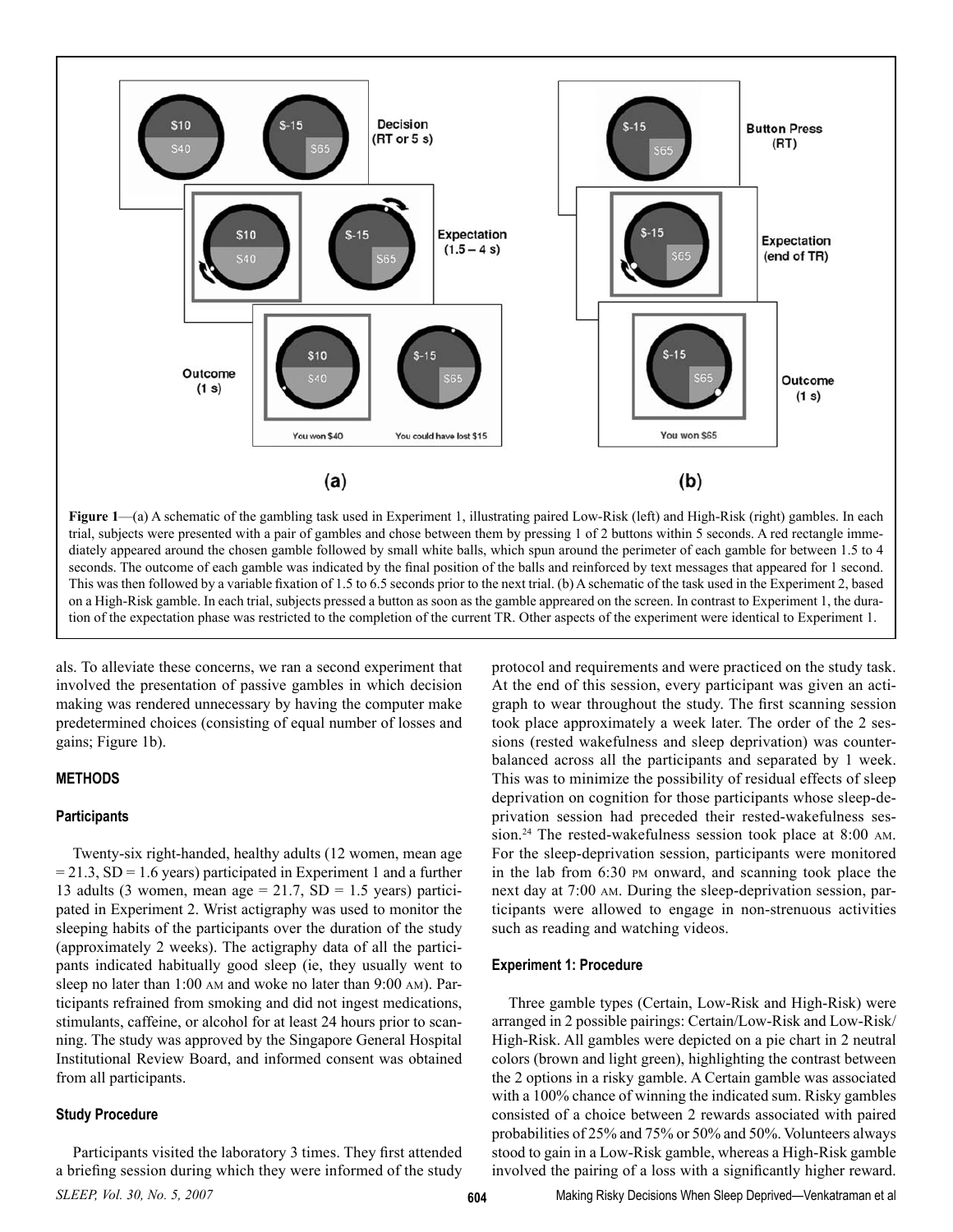**Figure 1**—(a) A schematic of the gambling task used in Experiment 1, illustrating paired Low-Risk (left) and High-Risk (right) gambles. In each trial, subjects were presented with a pair of gambles and chose between them by pressing 1 of 2 buttons within 5 seconds. A red rectangle immediately appeared around the chosen gamble followed by small white balls, which spun around the perimeter of each gamble for between 1.5 to 4 seconds. The outcome of each gamble was indicated by the final position of the balls and reinforced by text messages that appeared for 1 second. This was then followed by a variable fixation of 1.5 to 6.5 seconds prior to the next trial. (b) A schematic of the task used in the Experiment 2, based on a High-Risk gamble. In each trial, subjects pressed a button as soon as the gamble appeared on the screen. In contrast to Experiment 1, the duration of the expectation phase was restricted to the completion of the current TR. Other aspects of the experiment were identical to Experiment 1.

als. To alleviate these concerns, we ran a second experiment that involved the presentation of passive gambles in which decision making was rendered unnecessary by having the computer make predetermined choices (consisting of equal number of losses and gains; Figure 1b).

## METHODS

### Participants

Twenty-six right-handed, healthy adults (12 women, mean age = 21.3, SD = 1.6 years) participated in Experiment 1 and a further 13 adults (3 women, mean age = 21.7, SD = 1.5 years) participated in Experiment 2. Wrist actigraphy was used to monitor the sleeping habits of the participants over the duration of the study (approximately 2 weeks). The actigraphy data of all the participants indicated habitually good sleep (ie, they usually went to sleep no later than 1:00 AM and woke no later than 9:00 AM). Participants refrained from smoking and did not ingest medications, stimulants, caffeine, or alcohol for at least 24 hours prior to scanning. The study was approved by the Singapore General Hospital Institutional Review Board, and informed consent was obtained from all participants.

### Study Procedure

Participants visited the laboratory 3 times. They first attended a briefing session during which they were informed of the study protocol and requirements and were practiced on the study task. At the end of this session, every participant was given an actigraph to wear throughout the study. The first scanning session took place approximately a week later. The order of the 2 sessions (rested wakefulness and sleep deprivation) was counterbalanced across all the participants and separated by 1 week. This was to minimize the possibility of residual effects of sleep deprivation on cognition for those participants whose sleep-deprivation session had preceded their rested-wakefulness session.[24] The rested-wakefulness session took place at 8:00 AM. For the sleep-deprivation session, participants were monitored in the lab from 6:30 PM onward, and scanning took place the next day at 7:00 AM. During the sleep-deprivation session, participants were allowed to engage in non-strenuous activities such as reading and watching videos.

### Experiment 1: Procedure

Three gamble types (Certain, Low-Risk and High-Risk) were arranged in 2 possible pairings: Certain/Low-Risk and Low-Risk/High-Risk. All gambles were depicted on a pie chart in 2 neutral colors (brown and light green), highlighting the contrast between the 2 options in a risky gamble. A Certain gamble was associated with a 100% chance of winning the indicated sum. Risky gambles consisted of a choice between 2 rewards associated with paired probabilities of 25% and 75% or 50% and 50%. Volunteers always stood to gain in a Low-Risk gamble, whereas a High-Risk gamble involved the pairing of a loss with a significantly higher reward.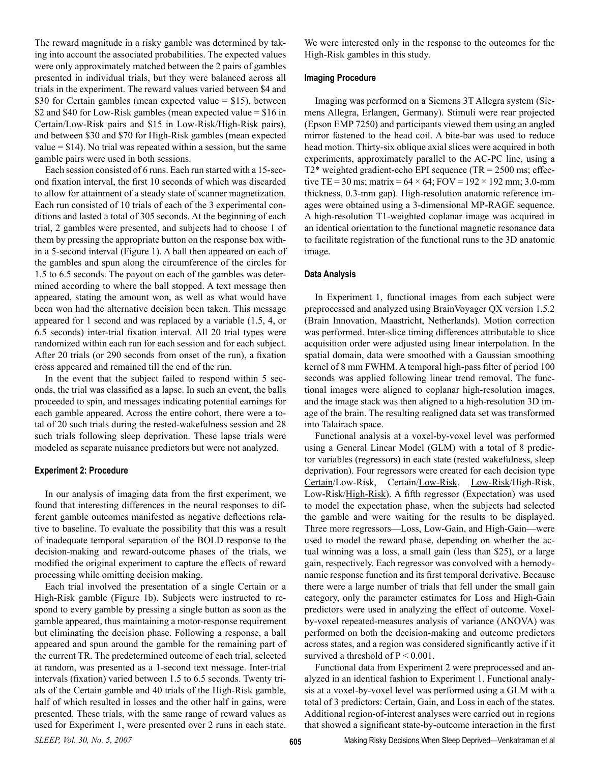The reward magnitude in a risky gamble was determined by taking into account the associated probabilities. The expected values were only approximately matched between the 2 pairs of gambles presented in individual trials, but they were balanced across all trials in the experiment. The reward values varied between \$4 and \$30 for Certain gambles (mean expected value = \$15), between \$2 and \$40 for Low-Risk gambles (mean expected value = \$16 in Certain/Low-Risk pairs and \$15 in Low-Risk/High-Risk pairs), and between \$30 and \$70 for High-Risk gambles (mean expected value = \$14). No trial was repeated within a session, but the same gamble pairs were used in both sessions.

Each session consisted of 6 runs. Each run started with a 15-second fixation interval, the first 10 seconds of which was discarded to allow for attainment of a steady state of scanner magnetization. Each run consisted of 10 trials of each of the 3 experimental conditions and lasted a total of 305 seconds. At the beginning of each trial, 2 gambles were presented, and subjects had to choose 1 of them by pressing the appropriate button on the response box within a 5-second interval (Figure 1). A ball then appeared on each of the gambles and spun along the circumference of the circles for 1.5 to 6.5 seconds. The payout on each of the gambles was determined according to where the ball stopped. A text message then appeared, stating the amount won, as well as what would have been won had the alternative decision been taken. This message appeared for 1 second and was replaced by a variable (1.5, 4, or 6.5 seconds) inter-trial fixation interval. All 20 trial types were randomized within each run for each session and for each subject. After 20 trials (or 290 seconds from onset of the run), a fixation cross appeared and remained till the end of the run.

In the event that the subject failed to respond within 5 seconds, the trial was classified as a lapse. In such an event, the balls proceeded to spin, and messages indicating potential earnings for each gamble appeared. Across the entire cohort, there were a total of 20 such trials during the rested-wakefulness session and 28 such trials following sleep deprivation. These lapse trials were modeled as separate nuisance predictors but were not analyzed.

#### Experiment 2: Procedure

In our analysis of imaging data from the first experiment, we found that interesting differences in the neural responses to different gamble outcomes manifested as negative deflections relative to baseline. To evaluate the possibility that this was a result of inadequate temporal separation of the BOLD response to the decision-making and reward-outcome phases of the trials, we modified the original experiment to capture the effects of reward processing while omitting decision making.

Each trial involved the presentation of a single Certain or a High-Risk gamble (Figure 1b). Subjects were instructed to respond to every gamble by pressing a single button as soon as the gamble appeared, thus maintaining a motor-response requirement but eliminating the decision phase. Following a response, a ball appeared and spun around the gamble for the remaining part of the current TR. The predetermined outcome of each trial, selected at random, was presented as a 1-second text message. Inter-trial intervals (fixation) varied between 1.5 to 6.5 seconds. Twenty trials of the Certain gamble and 40 trials of the High-Risk gamble, half of which resulted in losses and the other half in gains, were presented. These trials, with the same range of reward values as used for Experiment 1, were presented over 2 runs in each state. We were interested only in the response to the outcomes for the High-Risk gambles in this study.

#### Imaging Procedure

Imaging was performed on a Siemens 3T Allegra system (Siemens Allegra, Erlangen, Germany). Stimuli were rear projected (Epson EMP 7250) and participants viewed them using an angled mirror fastened to the head coil. A bite-bar was used to reduce head motion. Thirty-six oblique axial slices were acquired in both experiments, approximately parallel to the AC-PC line, using a T2* weighted gradient-echo EPI sequence (TR = 2500 ms; effective TE = 30 ms; matrix = 64 × 64; FOV = 192 × 192 mm; 3.0-mm thickness, 0.3-mm gap). High-resolution anatomic reference images were obtained using a 3-dimensional MP-RAGE sequence. A high-resolution T1-weighted coplanar image was acquired in an identical orientation to the functional magnetic resonance data to facilitate registration of the functional runs to the 3D anatomic image.

#### Data Analysis

In Experiment 1, functional images from each subject were preprocessed and analyzed using BrainVoyager QX version 1.5.2 (Brain Innovation, Maastricht, Netherlands). Motion correction was performed. Inter-slice timing differences attributable to slice acquisition order were adjusted using linear interpolation. In the spatial domain, data were smoothed with a Gaussian smoothing kernel of 8 mm FWHM. A temporal high-pass filter of period 100 seconds was applied following linear trend removal. The functional images were aligned to coplanar high-resolution images, and the image stack was then aligned to a high-resolution 3D image of the brain. The resulting realigned data set was transformed into Talairach space.

Functional analysis at a voxel-by-voxel level was performed using a General Linear Model (GLM) with a total of 8 predictor variables (regressors) in each state (rested wakefulness, sleep deprivation). Four regressors were created for each decision type <u>Certain</u>/Low-Risk, Certain/<u>Low-Risk</u>, <u>Low-Risk</u>/High-Risk, Low-Risk/<u>High-Risk</u>). A fifth regressor (Expectation) was used to model the expectation phase, when the subjects had selected the gamble and were waiting for the results to be displayed. Three more regressors—Loss, Low-Gain, and High-Gain—were used to model the reward phase, depending on whether the actual winning was a loss, a small gain (less than \$25), or a large gain, respectively. Each regressor was convolved with a hemodynamic response function and its first temporal derivative. Because there were a large number of trials that fell under the small gain category, only the parameter estimates for Loss and High-Gain predictors were used in analyzing the effect of outcome. Voxel-by-voxel repeated-measures analysis of variance (ANOVA) was performed on both the decision-making and outcome predictors across states, and a region was considered significantly active if it survived a threshold of $P < 0.001$.

Functional data from Experiment 2 were preprocessed and analyzed in an identical fashion to Experiment 1. Functional analysis at a voxel-by-voxel level was performed using a GLM with a total of 3 predictors: Certain, Gain, and Loss in each of the states. Additional region-of-interest analyses were carried out in regions that showed a significant state-by-outcome interaction in the first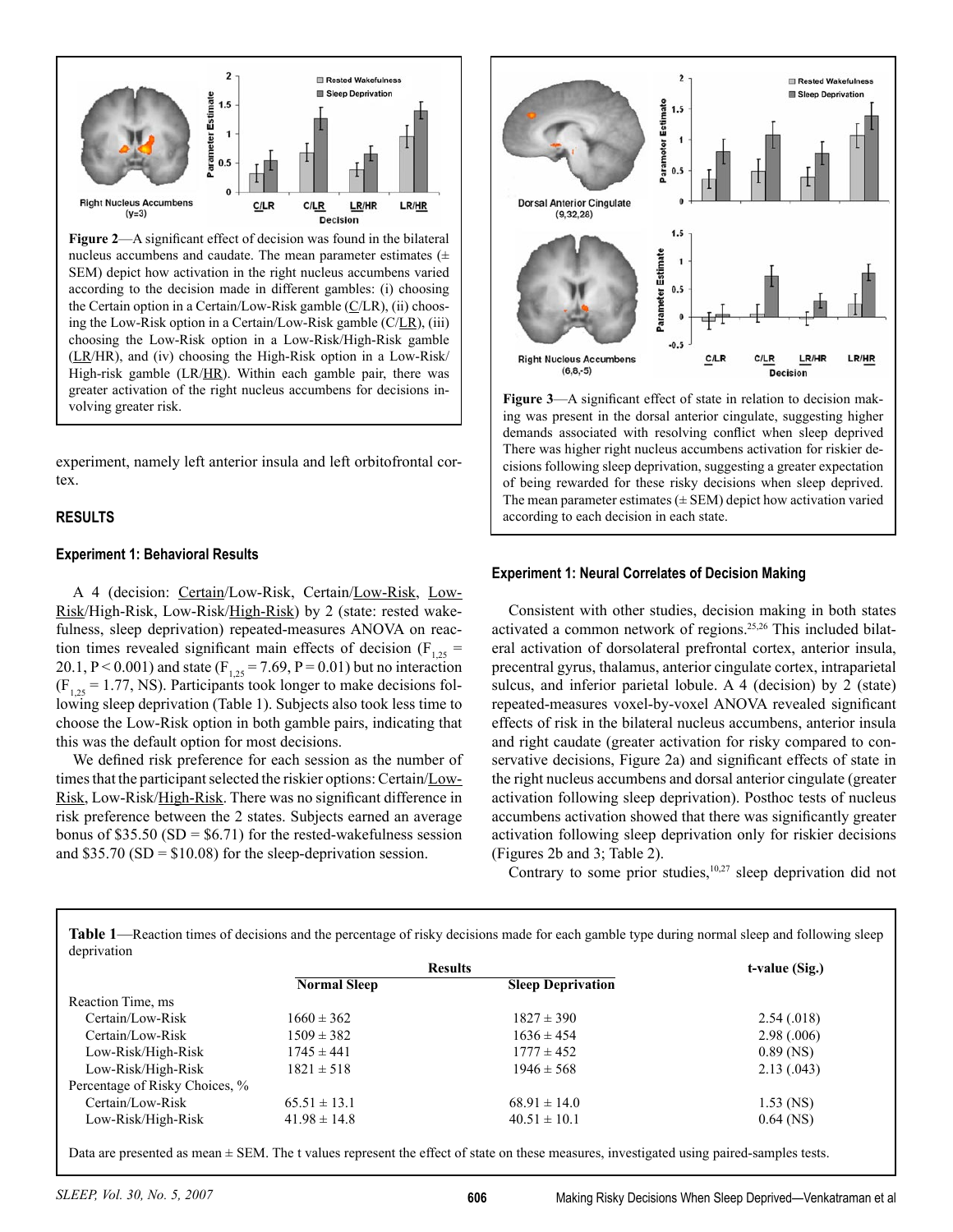**Figure 2**—A significant effect of decision was found in the bilateral nucleus accumbens and caudate. The mean parameter estimates (± SEM) depict how activation in the right nucleus accumbens varied according to the decision made in different gambles: (i) choosing the Certain option in a Certain/Low-Risk gamble (C/LR), (ii) choosing the Low-Risk option in a Certain/Low-Risk gamble (C/LR), (iii) choosing the Low-Risk option in a Low-Risk/High-Risk gamble (LR/HR), and (iv) choosing the High-Risk option in a Low-Risk/High-risk gamble (LR/HR). Within each gamble pair, there was greater activation of the right nucleus accumbens for decisions involving greater risk.

experiment, namely left anterior insula and left orbitofrontal cortex.

## RESULTS

### Experiment 1: Behavioral Results

A 4 (decision: Certain/Low-Risk, Certain/Low-Risk, Low-Risk/High-Risk, Low-Risk/High-Risk) by 2 (state: rested wakefulness, sleep deprivation) repeated-measures ANOVA on reaction times revealed significant main effects of decision ($F_{1,25}$ = 20.1, P < 0.001) and state ($F_{1,25}$ = 7.69, P = 0.01) but no interaction ($F_{1,25}$ = 1.77, NS). Participants took longer to make decisions following sleep deprivation (Table 1). Subjects also took less time to choose the Low-Risk option in both gamble pairs, indicating that this was the default option for most decisions.

We defined risk preference for each session as the number of times that the participant selected the riskier options: Certain/Low-Risk, Low-Risk/High-Risk. There was no significant difference in risk preference between the 2 states. Subjects earned an average bonus of $35.50 (SD = $6.71) for the rested-wakefulness session and $35.70 (SD = $10.08) for the sleep-deprivation session.

**Figure 3**—A significant effect of state in relation to decision making was present in the dorsal anterior cingulate, suggesting higher demands associated with resolving conflict when sleep deprived There was higher right nucleus accumbens activation for riskier decisions following sleep deprivation, suggesting a greater expectation of being rewarded for these risky decisions when sleep deprived. The mean parameter estimates (± SEM) depict how activation varied according to each decision in each state.

### Experiment 1: Neural Correlates of Decision Making

Consistent with other studies, decision making in both states activated a common network of regions.[25,26] This included bilateral activation of dorsolateral prefrontal cortex, anterior insula, precentral gyrus, thalamus, anterior cingulate cortex, intraparietal sulcus, and inferior parietal lobule. A 4 (decision) by 2 (state) repeated-measures voxel-by-voxel ANOVA revealed significant effects of risk in the bilateral nucleus accumbens, anterior insula and right caudate (greater activation for risky compared to conservative decisions, Figure 2a) and significant effects of state in the right nucleus accumbens and dorsal anterior cingulate (greater activation following sleep deprivation). Posthoc tests of nucleus accumbens activation showed that there was significantly greater activation following sleep deprivation only for riskier decisions (Figures 2b and 3; Table 2).

Contrary to some prior studies,[10,27] sleep deprivation did not

**Table 1**—Reaction times of decisions and the percentage of risky decisions made for each gamble type during normal sleep and following sleep deprivation

| | Results | | t-value (Sig.) |
|---|---|---|---|
| | Normal Sleep | Sleep Deprivation | |
| Reaction Time, ms | | | |
| Certain/Low-Risk | 1660 ± 362 | 1827 ± 390 | 2.54 (.018) |
| Certain/Low-Risk | 1509 ± 382 | 1636 ± 454 | 2.98 (.006) |
| Low-Risk/High-Risk | 1745 ± 441 | 1777 ± 452 | 0.89 (NS) |
| Low-Risk/High-Risk | 1821 ± 518 | 1946 ± 568 | 2.13 (.043) |
| Percentage of Risky Choices, % | | | |
| Certain/Low-Risk | 65.51 ± 13.1 | 68.91 ± 14.0 | 1.53 (NS) |
| Low-Risk/High-Risk | 41.98 ± 14.8 | 40.51 ± 10.1 | 0.64 (NS) |

Data are presented as mean ± SEM. The t values represent the effect of state on these measures, investigated using paired-samples tests.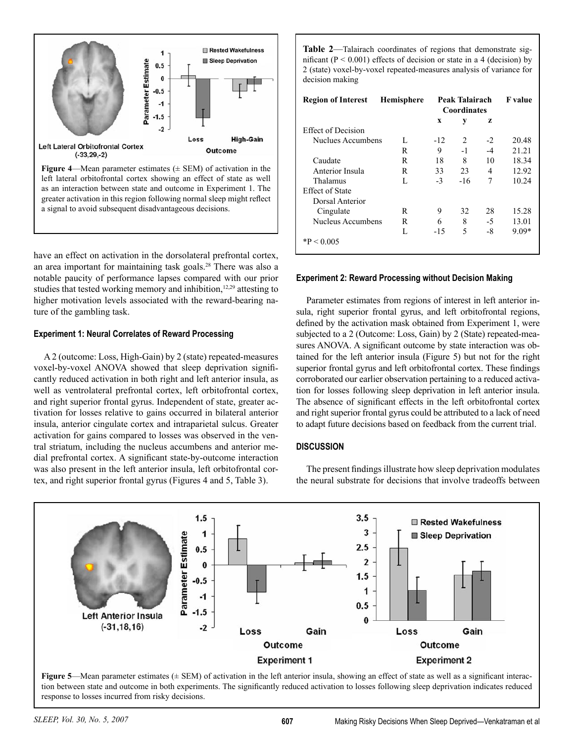**Figure 4**—Mean parameter estimates (± SEM) of activation in the left lateral orbitofrontal cortex showing an effect of state as well as an interaction between state and outcome in Experiment 1. The greater activation in this region following normal sleep might reflect a signal to avoid subsequent disadvantageous decisions.

have an effect on activation in the dorsolateral prefrontal cortex, an area important for maintaining task goals.[28] There was also a notable paucity of performance lapses compared with our prior studies that tested working memory and inhibition,[12,29] attesting to higher motivation levels associated with the reward-bearing nature of the gambling task.

### Experiment 1: Neural Correlates of Reward Processing

A 2 (outcome: Loss, High-Gain) by 2 (state) repeated-measures voxel-by-voxel ANOVA showed that sleep deprivation significantly reduced activation in both right and left anterior insula, as well as ventrolateral prefrontal cortex, left orbitofrontal cortex, and right superior frontal gyrus. Independent of state, greater activation for losses relative to gains occurred in bilateral anterior insula, anterior cingulate cortex and intraparietal sulcus. Greater activation for gains compared to losses was observed in the ventral striatum, including the nucleus accumbens and anterior medial prefrontal cortex. A significant state-by-outcome interaction was also present in the left anterior insula, left orbitofrontal cortex, and right superior frontal gyrus (Figures 4 and 5, Table 3).

**Table 2**—Talairach coordinates of regions that demonstrate significant ($P < 0.001$) effects of decision or state in a 4 (decision) by 2 (state) voxel-by-voxel repeated-measures analysis of variance for decision making

| Region of Interest | Hemisphere | Peak Talairach Coordinates | | | F value |
|---|---|---|---|---|---|
| | | x | y | z | |
| Effect of Decision | | | | | |
| Nuclues Accumbens | L | -12 | 2 | -2 | 20.48 |
| | R | 9 | -1 | -4 | 21.21 |
| Caudate | R | 18 | 8 | 10 | 18.34 |
| Anterior Insula | R | 33 | 23 | 4 | 12.92 |
| Thalamus | L | -3 | -16 | 7 | 10.24 |
| Effect of State | | | | | |
| Dorsal Anterior Cingulate | R | 9 | 32 | 28 | 15.28 |
| Nucleus Accumbens | R | 6 | 8 | -5 | 13.01 |
| | L | -15 | 5 | -8 | 9.09* |

*$P < 0.005$

### Experiment 2: Reward Processing without Decision Making

Parameter estimates from regions of interest in left anterior insula, right superior frontal gyrus, and left orbitofrontal regions, defined by the activation mask obtained from Experiment 1, were subjected to a 2 (Outcome: Loss, Gain) by 2 (State) repeated-measures ANOVA. A significant outcome by state interaction was obtained for the left anterior insula (Figure 5) but not for the right superior frontal gyrus and left orbitofrontal cortex. These findings corroborated our earlier observation pertaining to a reduced activation for losses following sleep deprivation in left anterior insula. The absence of significant effects in the left orbitofrontal cortex and right superior frontal gyrus could be attributed to a lack of need to adapt future decisions based on feedback from the current trial.

## DISCUSSION

The present findings illustrate how sleep deprivation modulates the neural substrate for decisions that involve tradeoffs between

**Figure 5**—Mean parameter estimates (± SEM) of activation in the left anterior insula, showing an effect of state as well as a significant interaction between state and outcome in both experiments. The significantly reduced activation to losses following sleep deprivation indicates reduced response to losses incurred from risky decisions.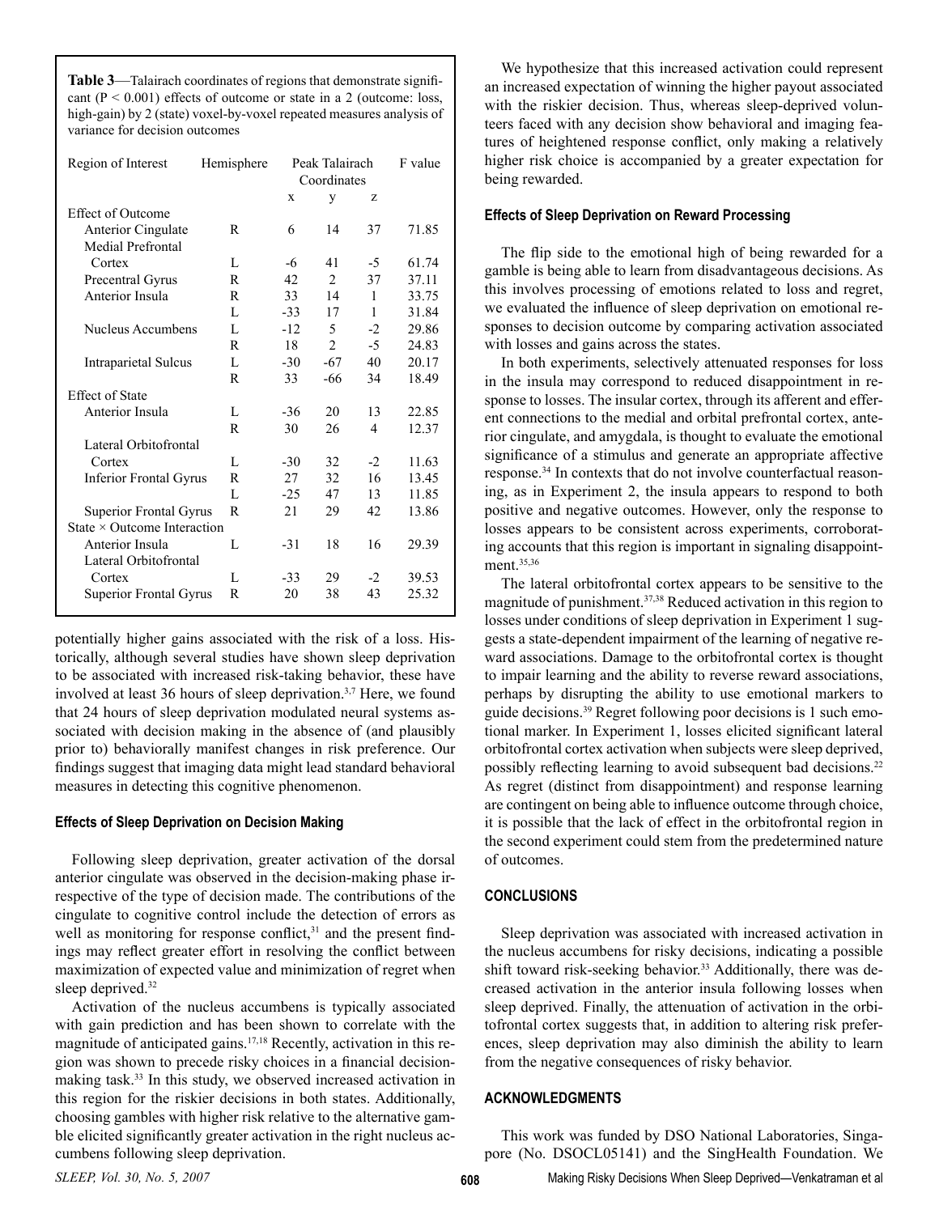**Table 3**—Talairach coordinates of regions that demonstrate significant ($P < 0.001$) effects of outcome or state in a 2 (outcome: loss, high-gain) by 2 (state) voxel-by-voxel repeated measures analysis of variance for decision outcomes

| Region of Interest | Hemisphere | Peak Talairach Coordinates | | | F value |
|---|---|---|---|---|---|
| | | x | y | z | |
| Effect of Outcome | | | | | |
| Anterior Cingulate | R | 6 | 14 | 37 | 71.85 |
| Medial Prefrontal Cortex | L | -6 | 41 | -5 | 61.74 |
| Precentral Gyrus | R | 42 | 2 | 37 | 37.11 |
| Anterior Insula | R | 33 | 14 | 1 | 33.75 |
| | L | -33 | 17 | 1 | 31.84 |
| Nucleus Accumbens | L | -12 | 5 | -2 | 29.86 |
| | R | 18 | 2 | -5 | 24.83 |
| Intraparietal Sulcus | L | -30 | -67 | 40 | 20.17 |
| | R | 33 | -66 | 34 | 18.49 |
| Effect of State | | | | | |
| Anterior Insula | L | -36 | 20 | 13 | 22.85 |
| | R | 30 | 26 | 4 | 12.37 |
| Lateral Orbitofrontal Cortex | L | -30 | 32 | -2 | 11.63 |
| Inferior Frontal Gyrus | R | 27 | 32 | 16 | 13.45 |
| | L | -25 | 47 | 13 | 11.85 |
| Superior Frontal Gyrus | R | 21 | 29 | 42 | 13.86 |
| State × Outcome Interaction | | | | | |
| Anterior Insula | L | -31 | 18 | 16 | 29.39 |
| Lateral Orbitofrontal Cortex | L | -33 | 29 | -2 | 39.53 |
| Superior Frontal Gyrus | R | 20 | 38 | 43 | 25.32 |

potentially higher gains associated with the risk of a loss. Historically, although several studies have shown sleep deprivation to be associated with increased risk-taking behavior, these have involved at least 36 hours of sleep deprivation.[3,7] Here, we found that 24 hours of sleep deprivation modulated neural systems associated with decision making in the absence of (and plausibly prior to) behaviorally manifest changes in risk preference. Our findings suggest that imaging data might lead standard behavioral measures in detecting this cognitive phenomenon.

### Effects of Sleep Deprivation on Decision Making

Following sleep deprivation, greater activation of the dorsal anterior cingulate was observed in the decision-making phase irrespective of the type of decision made. The contributions of the cingulate to cognitive control include the detection of errors as well as monitoring for response conflict,[31] and the present findings may reflect greater effort in resolving the conflict between maximization of expected value and minimization of regret when sleep deprived.[32]

Activation of the nucleus accumbens is typically associated with gain prediction and has been shown to correlate with the magnitude of anticipated gains.[17,18] Recently, activation in this region was shown to precede risky choices in a financial decision-making task.[33] In this study, we observed increased activation in this region for the riskier decisions in both states. Additionally, choosing gambles with higher risk relative to the alternative gamble elicited significantly greater activation in the right nucleus accumbens following sleep deprivation.

We hypothesize that this increased activation could represent an increased expectation of winning the higher payout associated with the riskier decision. Thus, whereas sleep-deprived volunteers faced with any decision show behavioral and imaging features of heightened response conflict, only making a relatively higher risk choice is accompanied by a greater expectation for being rewarded.

### Effects of Sleep Deprivation on Reward Processing

The flip side to the emotional high of being rewarded for a gamble is being able to learn from disadvantageous decisions. As this involves processing of emotions related to loss and regret, we evaluated the influence of sleep deprivation on emotional responses to decision outcome by comparing activation associated with losses and gains across the states.

In both experiments, selectively attenuated responses for loss in the insula may correspond to reduced disappointment in response to losses. The insular cortex, through its afferent and efferent connections to the medial and orbital prefrontal cortex, anterior cingulate, and amygdala, is thought to evaluate the emotional significance of a stimulus and generate an appropriate affective response.[34] In contexts that do not involve counterfactual reasoning, as in Experiment 2, the insula appears to respond to both positive and negative outcomes. However, only the response to losses appears to be consistent across experiments, corroborating accounts that this region is important in signaling disappointment.[35,36]

The lateral orbitofrontal cortex appears to be sensitive to the magnitude of punishment.[37,38] Reduced activation in this region to losses under conditions of sleep deprivation in Experiment 1 suggests a state-dependent impairment of the learning of negative reward associations. Damage to the orbitofrontal cortex is thought to impair learning and the ability to reverse reward associations, perhaps by disrupting the ability to use emotional markers to guide decisions.[39] Regret following poor decisions is 1 such emotional marker. In Experiment 1, losses elicited significant lateral orbitofrontal cortex activation when subjects were sleep deprived, possibly reflecting learning to avoid subsequent bad decisions.[22] As regret (distinct from disappointment) and response learning are contingent on being able to influence outcome through choice, it is possible that the lack of effect in the orbitofrontal region in the second experiment could stem from the predetermined nature of outcomes.

## CONCLUSIONS

Sleep deprivation was associated with increased activation in the nucleus accumbens for risky decisions, indicating a possible shift toward risk-seeking behavior.[33] Additionally, there was decreased activation in the anterior insula following losses when sleep deprived. Finally, the attenuation of activation in the orbitofrontal cortex suggests that, in addition to altering risk preferences, sleep deprivation may also diminish the ability to learn from the negative consequences of risky behavior.

## ACKNOWLEDGMENTS

This work was funded by DSO National Laboratories, Singapore (No. DSOCL05141) and the SingHealth Foundation. We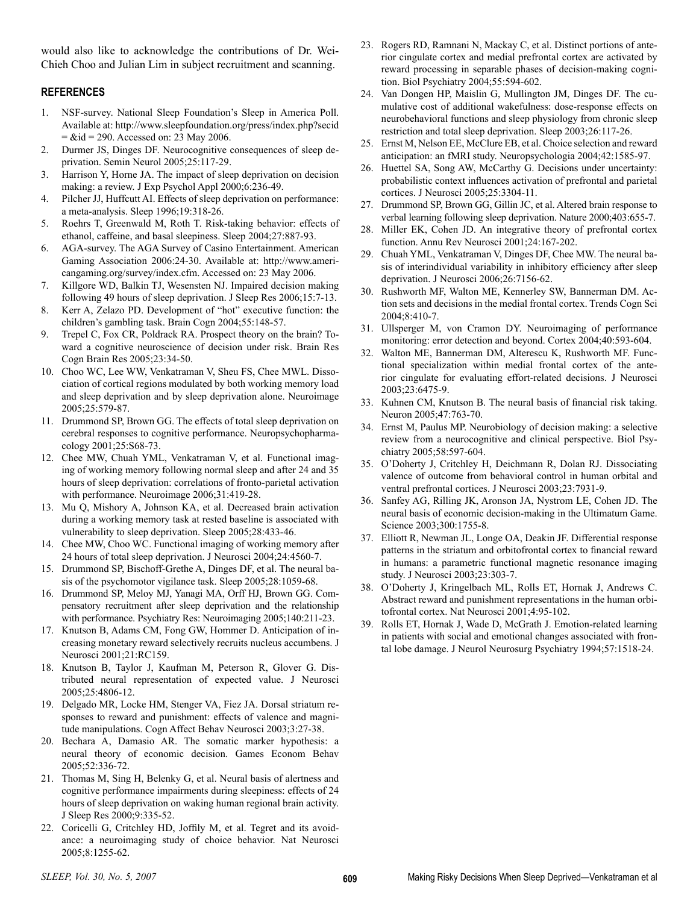would also like to acknowledge the contributions of Dr. Wei-Chieh Choo and Julian Lim in subject recruitment and scanning.

## REFERENCES

1. NSF-survey. National Sleep Foundation's Sleep in America Poll. Available at: http://www.sleepfoundation.org/press/index.php?secid = &id = 290. Accessed on: 23 May 2006.
2. Durmer JS, Dinges DF. Neurocognitive consequences of sleep deprivation. Semin Neurol 2005;25:117-29.
3. Harrison Y, Horne JA. The impact of sleep deprivation on decision making: a review. J Exp Psychol Appl 2000;6:236-49.
4. Pilcher JJ, Huffcutt AI. Effects of sleep deprivation on performance: a meta-analysis. Sleep 1996;19:318-26.
5. Roehrs T, Greenwald M, Roth T. Risk-taking behavior: effects of ethanol, caffeine, and basal sleepiness. Sleep 2004;27:887-93.
6. AGA-survey. The AGA Survey of Casino Entertainment. American Gaming Association 2006:24-30. Available at: http://www.americangaming.org/survey/index.cfm. Accessed on: 23 May 2006.
7. Killgore WD, Balkin TJ, Wesensten NJ. Impaired decision making following 49 hours of sleep deprivation. J Sleep Res 2006;15:7-13.
8. Kerr A, Zelazo PD. Development of "hot" executive function: the children's gambling task. Brain Cogn 2004;55:148-57.
9. Trepel C, Fox CR, Poldrack RA. Prospect theory on the brain? Toward a cognitive neuroscience of decision under risk. Brain Res Cogn Brain Res 2005;23:34-50.
10. Choo WC, Lee WW, Venkatraman V, Sheu FS, Chee MWL. Dissociation of cortical regions modulated by both working memory load and sleep deprivation and by sleep deprivation alone. Neuroimage 2005;25:579-87.
11. Drummond SP, Brown GG. The effects of total sleep deprivation on cerebral responses to cognitive performance. Neuropsychopharmacology 2001;25:S68-73.
12. Chee MW, Chuah YML, Venkatraman V, et al. Functional imaging of working memory following normal sleep and after 24 and 35 hours of sleep deprivation: correlations of fronto-parietal activation with performance. Neuroimage 2006;31:419-28.
13. Mu Q, Mishory A, Johnson KA, et al. Decreased brain activation during a working memory task at rested baseline is associated with vulnerability to sleep deprivation. Sleep 2005;28:433-46.
14. Chee MW, Choo WC. Functional imaging of working memory after 24 hours of total sleep deprivation. J Neurosci 2004;24:4560-7.
15. Drummond SP, Bischoff-Grethe A, Dinges DF, et al. The neural basis of the psychomotor vigilance task. Sleep 2005;28:1059-68.
16. Drummond SP, Meloy MJ, Yanagi MA, Orff HJ, Brown GG. Compensatory recruitment after sleep deprivation and the relationship with performance. Psychiatry Res: Neuroimaging 2005;140:211-23.
17. Knutson B, Adams CM, Fong GW, Hommer D. Anticipation of increasing monetary reward selectively recruits nucleus accumbens. J Neurosci 2001;21:RC159.
18. Knutson B, Taylor J, Kaufman M, Peterson R, Glover G. Distributed neural representation of expected value. J Neurosci 2005;25:4806-12.
19. Delgado MR, Locke HM, Stenger VA, Fiez JA. Dorsal striatum responses to reward and punishment: effects of valence and magnitude manipulations. Cogn Affect Behav Neurosci 2003;3:27-38.
20. Bechara A, Damasio AR. The somatic marker hypothesis: a neural theory of economic decision. Games Econom Behav 2005;52:336-72.
21. Thomas M, Sing H, Belenky G, et al. Neural basis of alertness and cognitive performance impairments during sleepiness: effects of 24 hours of sleep deprivation on waking human regional brain activity. J Sleep Res 2000;9:335-52.
22. Coricelli G, Critchley HD, Joffily M, et al. Tegret and its avoidance: a neuroimaging study of choice behavior. Nat Neurosci 2005;8:1255-62.
23. Rogers RD, Ramnani N, Mackay C, et al. Distinct portions of anterior cingulate cortex and medial prefrontal cortex are activated by reward processing in separable phases of decision-making cognition. Biol Psychiatry 2004;55:594-602.
24. Van Dongen HP, Maislin G, Mullington JM, Dinges DF. The cumulative cost of additional wakefulness: dose-response effects on neurobehavioral functions and sleep physiology from chronic sleep restriction and total sleep deprivation. Sleep 2003;26:117-26.
25. Ernst M, Nelson EE, McClure EB, et al. Choice selection and reward anticipation: an fMRI study. Neuropsychologia 2004;42:1585-97.
26. Huettel SA, Song AW, McCarthy G. Decisions under uncertainty: probabilistic context influences activation of prefrontal and parietal cortices. J Neurosci 2005;25:3304-11.
27. Drummond SP, Brown GG, Gillin JC, et al. Altered brain response to verbal learning following sleep deprivation. Nature 2000;403:655-7.
28. Miller EK, Cohen JD. An integrative theory of prefrontal cortex function. Annu Rev Neurosci 2001;24:167-202.
29. Chuah YML, Venkatraman V, Dinges DF, Chee MW. The neural basis of interindividual variability in inhibitory efficiency after sleep deprivation. J Neurosci 2006;26:7156-62.
30. Rushworth MF, Walton ME, Kennerley SW, Bannerman DM. Action sets and decisions in the medial frontal cortex. Trends Cogn Sci 2004;8:410-7.
31. Ullsperger M, von Cramon DY. Neuroimaging of performance monitoring: error detection and beyond. Cortex 2004;40:593-604.
32. Walton ME, Bannerman DM, Alterescu K, Rushworth MF. Functional specialization within medial frontal cortex of the anterior cingulate for evaluating effort-related decisions. J Neurosci 2003;23:6475-9.
33. Kuhnen CM, Knutson B. The neural basis of financial risk taking. Neuron 2005;47:763-70.
34. Ernst M, Paulus MP. Neurobiology of decision making: a selective review from a neurocognitive and clinical perspective. Biol Psychiatry 2005;58:597-604.
35. O'Doherty J, Critchley H, Deichmann R, Dolan RJ. Dissociating valence of outcome from behavioral control in human orbital and ventral prefrontal cortices. J Neurosci 2003;23:7931-9.
36. Sanfey AG, Rilling JK, Aronson JA, Nystrom LE, Cohen JD. The neural basis of economic decision-making in the Ultimatum Game. Science 2003;300:1755-8.
37. Elliott R, Newman JL, Longe OA, Deakin JF. Differential response patterns in the striatum and orbitofrontal cortex to financial reward in humans: a parametric functional magnetic resonance imaging study. J Neurosci 2003;23:303-7.
38. O'Doherty J, Kringelbach ML, Rolls ET, Hornak J, Andrews C. Abstract reward and punishment representations in the human orbitofrontal cortex. Nat Neurosci 2001;4:95-102.
39. Rolls ET, Hornak J, Wade D, McGrath J. Emotion-related learning in patients with social and emotional changes associated with frontal lobe damage. J Neurol Neurosurg Psychiatry 1994;57:1518-24.